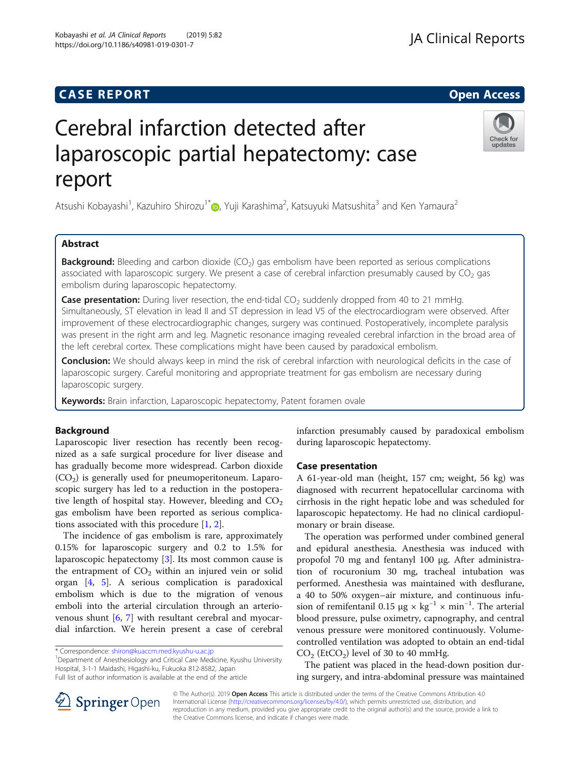CASE REPORT

Open Access

# Cerebral infarction detected after laparoscopic partial hepatectomy: case report

Atsushi Kobayashi[1], Kazuhiro Shirozu[1*], Yuji Karashima[2], Katsuyuki Matsushita[3] and Ken Yamaura[2]

## Abstract

**Background:** Bleeding and carbon dioxide ($CO_2$) gas embolism have been reported as serious complications associated with laparoscopic surgery. We present a case of cerebral infarction presumably caused by $CO_2$ gas embolism during laparoscopic hepatectomy.

**Case presentation:** During liver resection, the end-tidal $CO_2$ suddenly dropped from 40 to 21 mmHg. Simultaneously, ST elevation in lead II and ST depression in lead V5 of the electrocardiogram were observed. After improvement of these electrocardiographic changes, surgery was continued. Postoperatively, incomplete paralysis was present in the right arm and leg. Magnetic resonance imaging revealed cerebral infarction in the broad area of the left cerebral cortex. These complications might have been caused by paradoxical embolism.

**Conclusion:** We should always keep in mind the risk of cerebral infarction with neurological deficits in the case of laparoscopic surgery. Careful monitoring and appropriate treatment for gas embolism are necessary during laparoscopic surgery.

**Keywords:** Brain infarction, Laparoscopic hepatectomy, Patent foramen ovale

## Background

Laparoscopic liver resection has recently been recognized as a safe surgical procedure for liver disease and has gradually become more widespread. Carbon dioxide ($CO_2$) is generally used for pneumoperitoneum. Laparoscopic surgery has led to a reduction in the postoperative length of hospital stay. However, bleeding and $CO_2$ gas embolism have been reported as serious complications associated with this procedure [1, 2].

The incidence of gas embolism is rare, approximately 0.15% for laparoscopic surgery and 0.2 to 1.5% for laparoscopic hepatectomy [3]. Its most common cause is the entrapment of $CO_2$ within an injured vein or solid organ [4, 5]. A serious complication is paradoxical embolism which is due to the migration of venous emboli into the arterial circulation through an arteriovenous shunt [6, 7] with resultant cerebral and myocardial infarction. We herein present a case of cerebral infarction presumably caused by paradoxical embolism during laparoscopic hepatectomy.

## Case presentation

A 61-year-old man (height, 157 cm; weight, 56 kg) was diagnosed with recurrent hepatocellular carcinoma with cirrhosis in the right hepatic lobe and was scheduled for laparoscopic hepatectomy. He had no clinical cardiopulmonary or brain disease.

The operation was performed under combined general and epidural anesthesia. Anesthesia was induced with propofol 70 mg and fentanyl 100 μg. After administration of rocuronium 30 mg, tracheal intubation was performed. Anesthesia was maintained with desflurane, a 40 to 50% oxygen–air mixture, and continuous infusion of remifentanil 0.15 $\mu g \times kg^{-1} \times min^{-1}$. The arterial blood pressure, pulse oximetry, capnography, and central venous pressure were monitored continuously. Volume-controlled ventilation was adopted to obtain an end-tidal $CO_2$ ($EtCO_2$) level of 30 to 40 mmHg.

The patient was placed in the head-down position during surgery, and intra-abdominal pressure was maintained

* Correspondence: shiron@kuaccm.med.kyushu-u.ac.jp
[1]Department of Anesthesiology and Critical Care Medicine, Kyushu University Hospital, 3-1-1 Maidashi, Higashi-ku, Fukuoka 812-8582, Japan
Full list of author information is available at the end of the article

© The Author(s). 2019 **Open Access** This article is distributed under the terms of the Creative Commons Attribution 4.0 International License (http://creativecommons.org/licenses/by/4.0/), which permits unrestricted use, distribution, and reproduction in any medium, provided you give appropriate credit to the original author(s) and the source, provide a link to the Creative Commons license, and indicate if changes were made.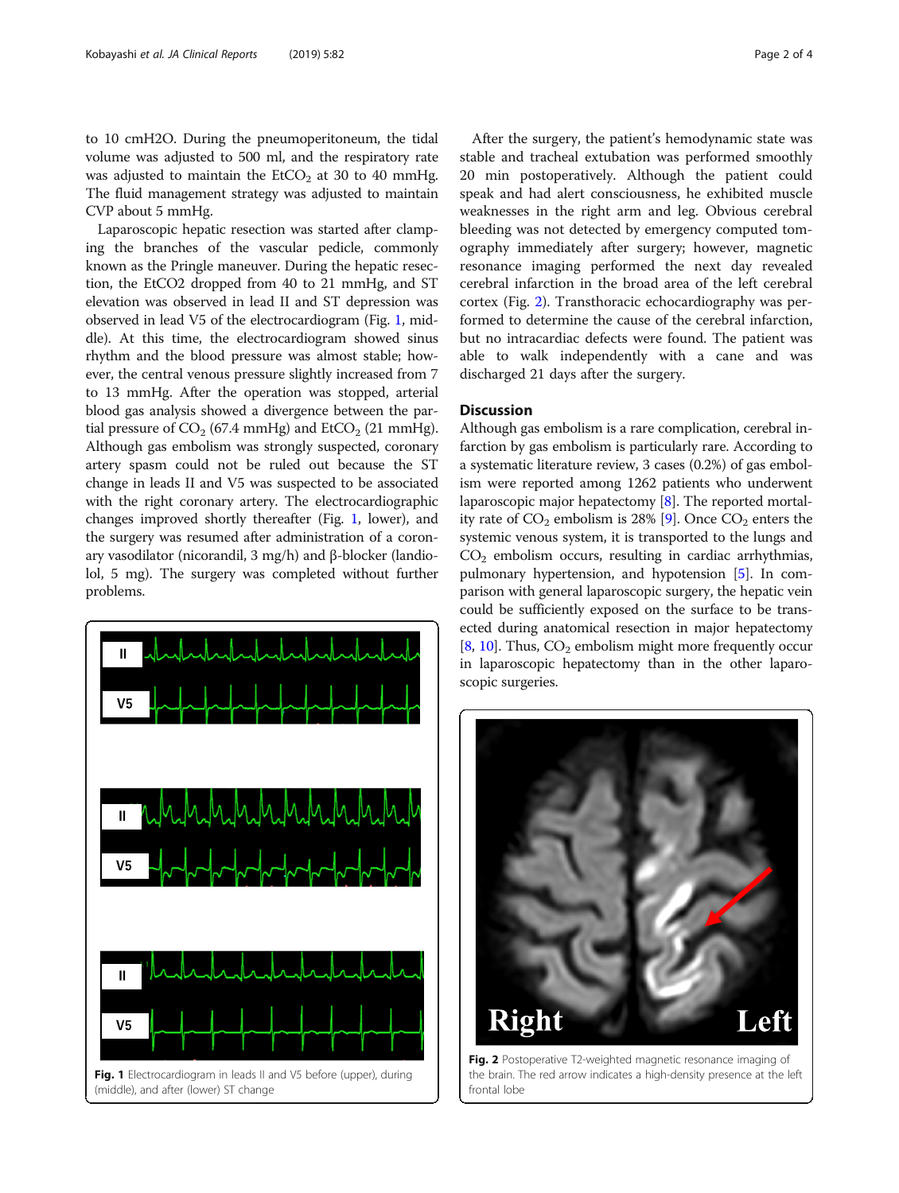to 10 cmH2O. During the pneumoperitoneum, the tidal volume was adjusted to 500 ml, and the respiratory rate was adjusted to maintain the $EtCO_2$ at 30 to 40 mmHg. The fluid management strategy was adjusted to maintain CVP about 5 mmHg.

Laparoscopic hepatic resection was started after clamping the branches of the vascular pedicle, commonly known as the Pringle maneuver. During the hepatic resection, the EtCO2 dropped from 40 to 21 mmHg, and ST elevation was observed in lead II and ST depression was observed in lead V5 of the electrocardiogram (Fig. 1, middle). At this time, the electrocardiogram showed sinus rhythm and the blood pressure was almost stable; however, the central venous pressure slightly increased from 7 to 13 mmHg. After the operation was stopped, arterial blood gas analysis showed a divergence between the partial pressure of $CO_2$ (67.4 mmHg) and $EtCO_2$ (21 mmHg). Although gas embolism was strongly suspected, coronary artery spasm could not be ruled out because the ST change in leads II and V5 was suspected to be associated with the right coronary artery. The electrocardiographic changes improved shortly thereafter (Fig. 1, lower), and the surgery was resumed after administration of a coronary vasodilator (nicorandil, 3 mg/h) and β-blocker (landiolol, 5 mg). The surgery was completed without further problems.

II
V5
II
V5
II
V5

**Fig. 1** Electrocardiogram in leads II and V5 before (upper), during (middle), and after (lower) ST change

After the surgery, the patient's hemodynamic state was stable and tracheal extubation was performed smoothly 20 min postoperatively. Although the patient could speak and had alert consciousness, he exhibited muscle weaknesses in the right arm and leg. Obvious cerebral bleeding was not detected by emergency computed tomography immediately after surgery; however, magnetic resonance imaging performed the next day revealed cerebral infarction in the broad area of the left cerebral cortex (Fig. 2). Transthoracic echocardiography was performed to determine the cause of the cerebral infarction, but no intracardiac defects were found. The patient was able to walk independently with a cane and was discharged 21 days after the surgery.

## Discussion

Although gas embolism is a rare complication, cerebral infarction by gas embolism is particularly rare. According to a systematic literature review, 3 cases (0.2%) of gas embolism were reported among 1262 patients who underwent laparoscopic major hepatectomy [8]. The reported mortality rate of $CO_2$ embolism is 28% [9]. Once $CO_2$ enters the systemic venous system, it is transported to the lungs and $CO_2$ embolism occurs, resulting in cardiac arrhythmias, pulmonary hypertension, and hypotension [5]. In comparison with general laparoscopic surgery, the hepatic vein could be sufficiently exposed on the surface to be transected during anatomical resection in major hepatectomy [8, 10]. Thus, $CO_2$ embolism might more frequently occur in laparoscopic hepatectomy than in the other laparoscopic surgeries.

Right
Left

**Fig. 2** Postoperative T2-weighted magnetic resonance imaging of the brain. The red arrow indicates a high-density presence at the left frontal lobe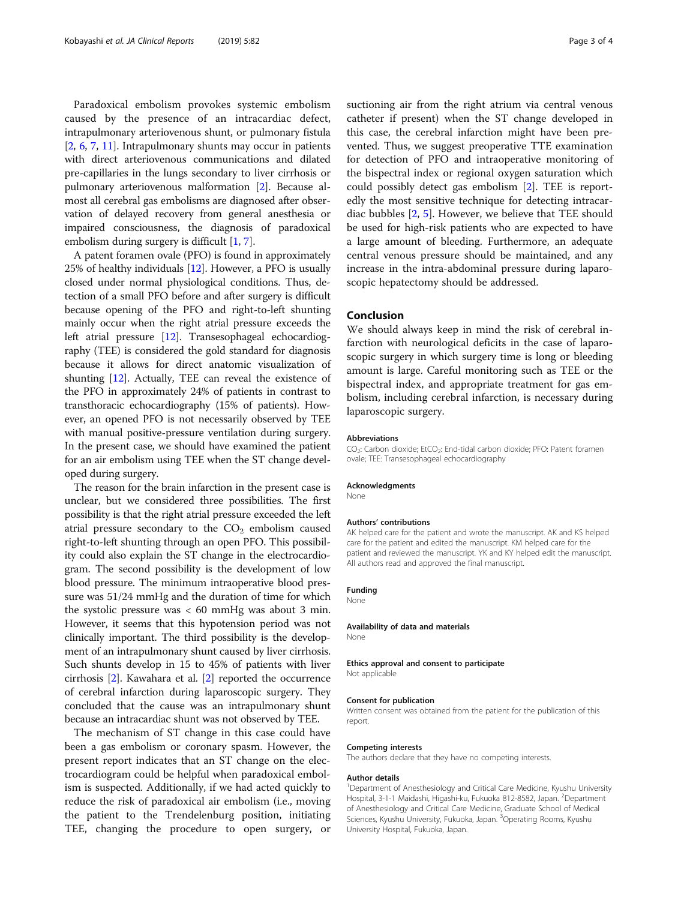Paradoxical embolism provokes systemic embolism caused by the presence of an intracardiac defect, intrapulmonary arteriovenous shunt, or pulmonary fistula [2, 6, 7, 11]. Intrapulmonary shunts may occur in patients with direct arteriovenous communications and dilated pre-capillaries in the lungs secondary to liver cirrhosis or pulmonary arteriovenous malformation [2]. Because almost all cerebral gas embolisms are diagnosed after observation of delayed recovery from general anesthesia or impaired consciousness, the diagnosis of paradoxical embolism during surgery is difficult [1, 7].

A patent foramen ovale (PFO) is found in approximately 25% of healthy individuals [12]. However, a PFO is usually closed under normal physiological conditions. Thus, detection of a small PFO before and after surgery is difficult because opening of the PFO and right-to-left shunting mainly occur when the right atrial pressure exceeds the left atrial pressure [12]. Transesophageal echocardiography (TEE) is considered the gold standard for diagnosis because it allows for direct anatomic visualization of shunting [12]. Actually, TEE can reveal the existence of the PFO in approximately 24% of patients in contrast to transthoracic echocardiography (15% of patients). However, an opened PFO is not necessarily observed by TEE with manual positive-pressure ventilation during surgery. In the present case, we should have examined the patient for an air embolism using TEE when the ST change developed during surgery.

The reason for the brain infarction in the present case is unclear, but we considered three possibilities. The first possibility is that the right atrial pressure exceeded the left atrial pressure secondary to the $CO_2$ embolism caused right-to-left shunting through an open PFO. This possibility could also explain the ST change in the electrocardiogram. The second possibility is the development of low blood pressure. The minimum intraoperative blood pressure was 51/24 mmHg and the duration of time for which the systolic pressure was < 60 mmHg was about 3 min. However, it seems that this hypotension period was not clinically important. The third possibility is the development of an intrapulmonary shunt caused by liver cirrhosis. Such shunts develop in 15 to 45% of patients with liver cirrhosis [2]. Kawahara et al. [2] reported the occurrence of cerebral infarction during laparoscopic surgery. They concluded that the cause was an intrapulmonary shunt because an intracardiac shunt was not observed by TEE.

The mechanism of ST change in this case could have been a gas embolism or coronary spasm. However, the present report indicates that an ST change on the electrocardiogram could be helpful when paradoxical embolism is suspected. Additionally, if we had acted quickly to reduce the risk of paradoxical air embolism (i.e., moving the patient to the Trendelenburg position, initiating TEE, changing the procedure to open surgery, or suctioning air from the right atrium via central venous catheter if present) when the ST change developed in this case, the cerebral infarction might have been prevented. Thus, we suggest preoperative TTE examination for detection of PFO and intraoperative monitoring of the bispectral index or regional oxygen saturation which could possibly detect gas embolism [2]. TEE is reportedly the most sensitive technique for detecting intracardiac bubbles [2, 5]. However, we believe that TEE should be used for high-risk patients who are expected to have a large amount of bleeding. Furthermore, an adequate central venous pressure should be maintained, and any increase in the intra-abdominal pressure during laparoscopic hepatectomy should be addressed.

## Conclusion

We should always keep in mind the risk of cerebral infarction with neurological deficits in the case of laparoscopic surgery in which surgery time is long or bleeding amount is large. Careful monitoring such as TEE or the bispectral index, and appropriate treatment for gas embolism, including cerebral infarction, is necessary during laparoscopic surgery.

#### Abbreviations

$CO_2$: Carbon dioxide; $EtCO_2$: End-tidal carbon dioxide; PFO: Patent foramen ovale; TEE: Transesophageal echocardiography

#### Acknowledgments

None

#### Authors' contributions

AK helped care for the patient and wrote the manuscript. AK and KS helped care for the patient and edited the manuscript. KM helped care for the patient and reviewed the manuscript. YK and KY helped edit the manuscript. All authors read and approved the final manuscript.

#### Funding

None

#### Availability of data and materials

None

#### Ethics approval and consent to participate

Not applicable

#### Consent for publication

Written consent was obtained from the patient for the publication of this report.

#### Competing interests

The authors declare that they have no competing interests.

#### Author details

[1]Department of Anesthesiology and Critical Care Medicine, Kyushu University Hospital, 3-1-1 Maidashi, Higashi-ku, Fukuoka 812-8582, Japan. [2]Department of Anesthesiology and Critical Care Medicine, Graduate School of Medical Sciences, Kyushu University, Fukuoka, Japan. [3]Operating Rooms, Kyushu University Hospital, Fukuoka, Japan.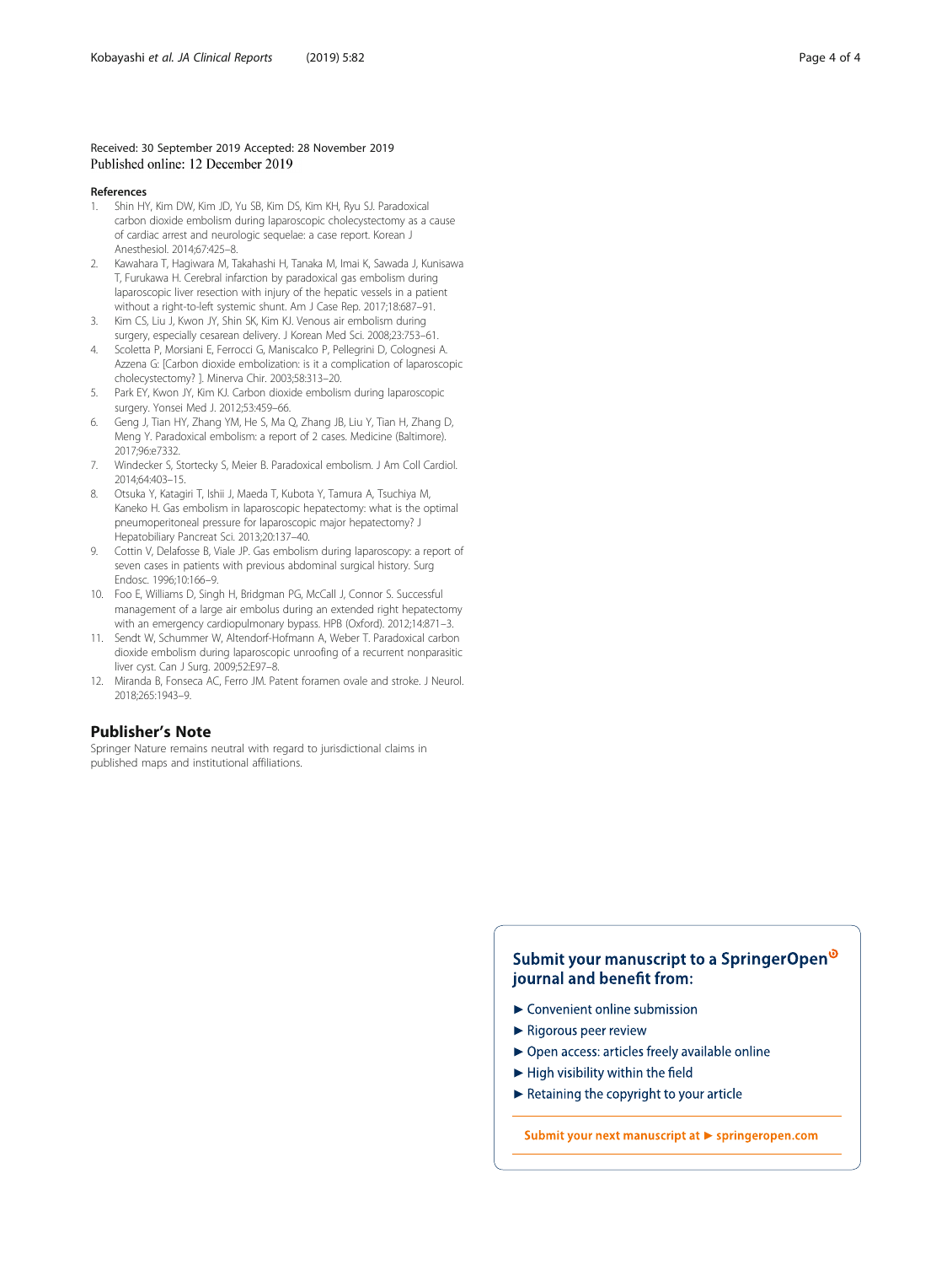Received: 30 September 2019 Accepted: 28 November 2019
Published online: 12 December 2019

#### References

1. Shin HY, Kim DW, Kim JD, Yu SB, Kim DS, Kim KH, Ryu SJ. Paradoxical carbon dioxide embolism during laparoscopic cholecystectomy as a cause of cardiac arrest and neurologic sequelae: a case report. Korean J Anesthesiol. 2014;67:425–8.
2. Kawahara T, Hagiwara M, Takahashi H, Tanaka M, Imai K, Sawada J, Kunisawa T, Furukawa H. Cerebral infarction by paradoxical gas embolism during laparoscopic liver resection with injury of the hepatic vessels in a patient without a right-to-left systemic shunt. Am J Case Rep. 2017;18:687–91.
3. Kim CS, Liu J, Kwon JY, Shin SK, Kim KJ. Venous air embolism during surgery, especially cesarean delivery. J Korean Med Sci. 2008;23:753–61.
4. Scoletta P, Morsiani E, Ferrocci G, Maniscalco P, Pellegrini D, Colognesi A. Azzena G: [Carbon dioxide embolization: is it a complication of laparoscopic cholecystectomy? ]. Minerva Chir. 2003;58:313–20.
5. Park EY, Kwon JY, Kim KJ. Carbon dioxide embolism during laparoscopic surgery. Yonsei Med J. 2012;53:459–66.
6. Geng J, Tian HY, Zhang YM, He S, Ma Q, Zhang JB, Liu Y, Tian H, Zhang D, Meng Y. Paradoxical embolism: a report of 2 cases. Medicine (Baltimore). 2017;96:e7332.
7. Windecker S, Stortecky S, Meier B. Paradoxical embolism. J Am Coll Cardiol. 2014;64:403–15.
8. Otsuka Y, Katagiri T, Ishii J, Maeda T, Kubota Y, Tamura A, Tsuchiya M, Kaneko H. Gas embolism in laparoscopic hepatectomy: what is the optimal pneumoperitoneal pressure for laparoscopic major hepatectomy? J Hepatobiliary Pancreat Sci. 2013;20:137–40.
9. Cottin V, Delafosse B, Viale JP. Gas embolism during laparoscopy: a report of seven cases in patients with previous abdominal surgical history. Surg Endosc. 1996;10:166–9.
10. Foo E, Williams D, Singh H, Bridgman PG, McCall J, Connor S. Successful management of a large air embolus during an extended right hepatectomy with an emergency cardiopulmonary bypass. HPB (Oxford). 2012;14:871–3.
11. Sendt W, Schummer W, Altendorf-Hofmann A, Weber T. Paradoxical carbon dioxide embolism during laparoscopic unroofing of a recurrent nonparasitic liver cyst. Can J Surg. 2009;52:E97–8.
12. Miranda B, Fonseca AC, Ferro JM. Patent foramen ovale and stroke. J Neurol. 2018;265:1943–9.

## Publisher's Note

Springer Nature remains neutral with regard to jurisdictional claims in published maps and institutional affiliations.

**Submit your manuscript to a SpringerOpen journal and benefit from:**

- ► Convenient online submission
- ► Rigorous peer review
- ► Open access: articles freely available online
- ► High visibility within the field
- ► Retaining the copyright to your article

**Submit your next manuscript at ► springeropen.com**